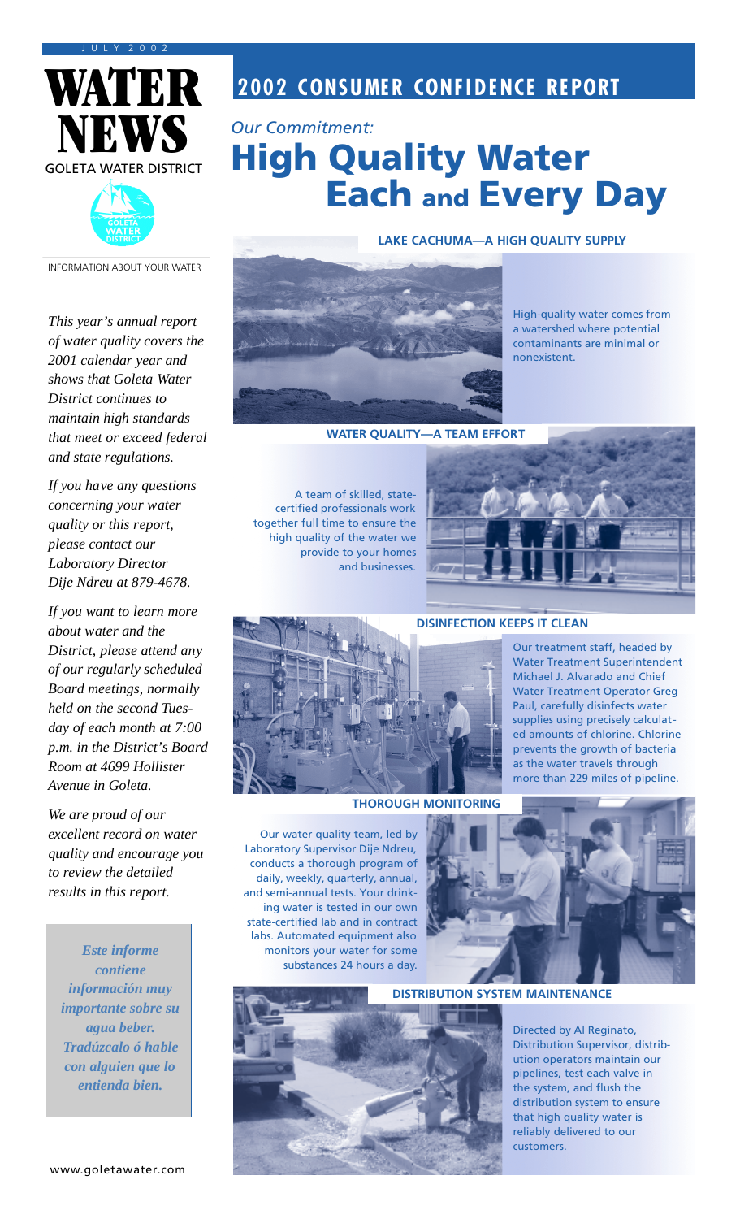JULY 2002

# WATER NEWS

GOLETA WATER DISTRICT

INFORMATION ABOUT YOUR WATER

# 2002 CONSUMER CONFIDENCE REPORT

*Our Commitment:*

# High Quality Water Each and Every Day

*This year's annual report of water quality covers the 2001 calendar year and shows that Goleta Water District continues to maintain high standards that meet or exceed federal and state regulations.*

*If you have any questions concerning your water quality or this report, please contact our Laboratory Director Dije Ndreu at 879-4678.*

*If you want to learn more about water and the District, please attend any of our regularly scheduled Board meetings, normally held on the second Tuesday of each month at 7:00 p.m. in the District's Board Room at 4699 Hollister Avenue in Goleta.*

*We are proud of our excellent record on water quality and encourage you to review the detailed results in this report.*

***Este informe contiene información muy importante sobre su agua beber. Tradúzcalo ó hable con alguien que lo entienda bien.***

www.goletawater.com

### LAKE CACHUMA—A HIGH QUALITY SUPPLY

High-quality water comes from a watershed where potential contaminants are minimal or nonexistent.

### WATER QUALITY—A TEAM EFFORT

A team of skilled, state-certified professionals work together full time to ensure the high quality of the water we provide to your homes and businesses.

### DISINFECTION KEEPS IT CLEAN

Our treatment staff, headed by Water Treatment Superintendent Michael J. Alvarado and Chief Water Treatment Operator Greg Paul, carefully disinfects water supplies using precisely calculated amounts of chlorine. Chlorine prevents the growth of bacteria as the water travels through more than 229 miles of pipeline.

### THOROUGH MONITORING

Our water quality team, led by Laboratory Supervisor Dije Ndreu, conducts a thorough program of daily, weekly, quarterly, annual, and semi-annual tests. Your drinking water is tested in our own state-certified lab and in contract labs. Automated equipment also monitors your water for some substances 24 hours a day.

### DISTRIBUTION SYSTEM MAINTENANCE

Directed by Al Reginato, Distribution Supervisor, distribution operators maintain our pipelines, test each valve in the system, and flush the distribution system to ensure that high quality water is reliably delivered to our customers.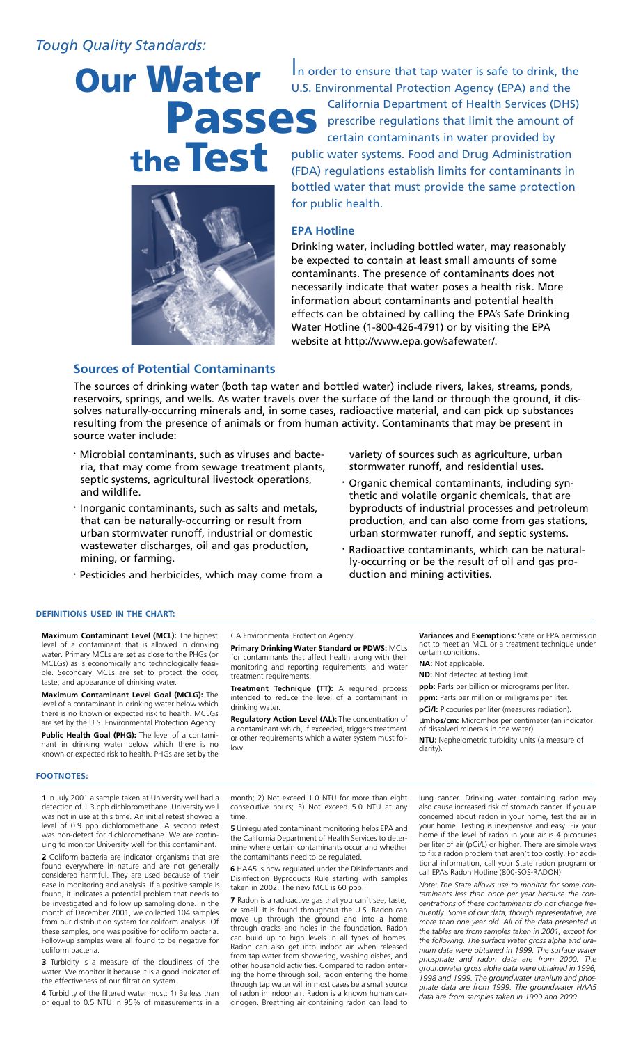*Tough Quality Standards:*

# Our Water Passes the Test

In order to ensure that tap water is safe to drink, the U.S. Environmental Protection Agency (EPA) and the California Department of Health Services (DHS) prescribe regulations that limit the amount of certain contaminants in water provided by public water systems. Food and Drug Administration (FDA) regulations establish limits for contaminants in bottled water that must provide the same protection for public health.

## EPA Hotline

Drinking water, including bottled water, may reasonably be expected to contain at least small amounts of some contaminants. The presence of contaminants does not necessarily indicate that water poses a health risk. More information about contaminants and potential health effects can be obtained by calling the EPA's Safe Drinking Water Hotline (1-800-426-4791) or by visiting the EPA website at http://www.epa.gov/safewater/.

## Sources of Potential Contaminants

The sources of drinking water (both tap water and bottled water) include rivers, lakes, streams, ponds, reservoirs, springs, and wells. As water travels over the surface of the land or through the ground, it dissolves naturally-occurring minerals and, in some cases, radioactive material, and can pick up substances resulting from the presence of animals or from human activity. Contaminants that may be present in source water include:

- Microbial contaminants, such as viruses and bacteria, that may come from sewage treatment plants, septic systems, agricultural livestock operations, and wildlife.
- Inorganic contaminants, such as salts and metals, that can be naturally-occurring or result from urban stormwater runoff, industrial or domestic wastewater discharges, oil and gas production, mining, or farming.
- Pesticides and herbicides, which may come from a variety of sources such as agriculture, urban stormwater runoff, and residential uses.
- Organic chemical contaminants, including synthetic and volatile organic chemicals, that are byproducts of industrial processes and petroleum production, and can also come from gas stations, urban stormwater runoff, and septic systems.
- Radioactive contaminants, which can be naturally-occurring or be the result of oil and gas production and mining activities.

### DEFINITIONS USED IN THE CHART:

**Maximum Contaminant Level (MCL):** The highest level of a contaminant that is allowed in drinking water. Primary MCLs are set as close to the PHGs (or MCLGs) as is economically and technologically feasible. Secondary MCLs are set to protect the odor, taste, and appearance of drinking water.

**Maximum Contaminant Level Goal (MCLG):** The level of a contaminant in drinking water below which there is no known or expected risk to health. MCLGs are set by the U.S. Environmental Protection Agency.

**Public Health Goal (PHG):** The level of a contaminant in drinking water below which there is no known or expected risk to health. PHGs are set by the CA Environmental Protection Agency.

**Primary Drinking Water Standard or PDWS:** MCLs for contaminants that affect health along with their monitoring and reporting requirements, and water treatment requirements.

**Treatment Technique (TT):** A required process intended to reduce the level of a contaminant in drinking water.

**Regulatory Action Level (AL):** The concentration of a contaminant which, if exceeded, triggers treatment or other requirements which a water system must follow.

**Variances and Exemptions:** State or EPA permission not to meet an MCL or a treatment technique under certain conditions.

**NA:** Not applicable.

**ND:** Not detected at testing limit.

**ppb:** Parts per billion or micrograms per liter.

**ppm:** Parts per million or milligrams per liter.

**pCi/l:** Picocuries per liter (measures radiation).

**µmhos/cm:** Micromhos per centimeter (an indicator of dissolved minerals in the water).

**NTU:** Nephelometric turbidity units (a measure of clarity).

### FOOTNOTES:

**1** In July 2001 a sample taken at University well had a detection of 1.3 ppb dichloromethane. University well was not in use at this time. An initial retest showed a level of 0.9 ppb dichloromethane. A second retest was non-detect for dichloromethane. We are continuing to monitor University well for this contaminant.

**2** Coliform bacteria are indicator organisms that are found everywhere in nature and are not generally considered harmful. They are used because of their ease in monitoring and analysis. If a positive sample is found, it indicates a potential problem that needs to be investigated and follow up sampling done. In the month of December 2001, we collected 104 samples from our distribution system for coliform analysis. Of these samples, one was positive for coliform bacteria. Follow-up samples were all found to be negative for coliform bacteria.

**3** Turbidity is a measure of the cloudiness of the water. We monitor it because it is a good indicator of the effectiveness of our filtration system.

**4** Turbidity of the filtered water must: 1) Be less than or equal to 0.5 NTU in 95% of measurements in a month; 2) Not exceed 1.0 NTU for more than eight consecutive hours; 3) Not exceed 5.0 NTU at any time.

**5** Unregulated contaminant monitoring helps EPA and the California Department of Health Services to determine where certain contaminants occur and whether the contaminants need to be regulated.

**6** HAA5 is now regulated under the Disinfectants and Disinfection Byproducts Rule starting with samples taken in 2002. The new MCL is 60 ppb.

**7** Radon is a radioactive gas that you can't see, taste, or smell. It is found throughout the U.S. Radon can move up through the ground and into a home through cracks and holes in the foundation. Radon can build up to high levels in all types of homes. Radon can also get into indoor air when released from tap water from showering, washing dishes, and other household activities. Compared to radon entering the home through soil, radon entering the home through tap water will in most cases be a small source of radon in indoor air. Radon is a known human carcinogen. Breathing air containing radon can lead to lung cancer. Drinking water containing radon may also cause increased risk of stomach cancer. If you are concerned about radon in your home, test the air in your home. Testing is inexpensive and easy. Fix your home if the level of radon in your air is 4 picocuries per liter of air (pCi/L) or higher. There are simple ways to fix a radon problem that aren't too costly. For additional information, call your State radon program or call EPA's Radon Hotline (800-SOS-RADON).

*Note: The State allows use to monitor for some contaminants less than once per year because the concentrations of these contaminants do not change frequently. Some of our data, though representative, are more than one year old. All of the data presented in the tables are from samples taken in 2001, except for the following. The surface water gross alpha and uranium data were obtained in 1999. The surface water phosphate and radon data are from 2000. The groundwater gross alpha data were obtained in 1996, 1998 and 1999. The groundwater uranium and phosphate data are from 1999. The groundwater HAA5 data are from samples taken in 1999 and 2000.*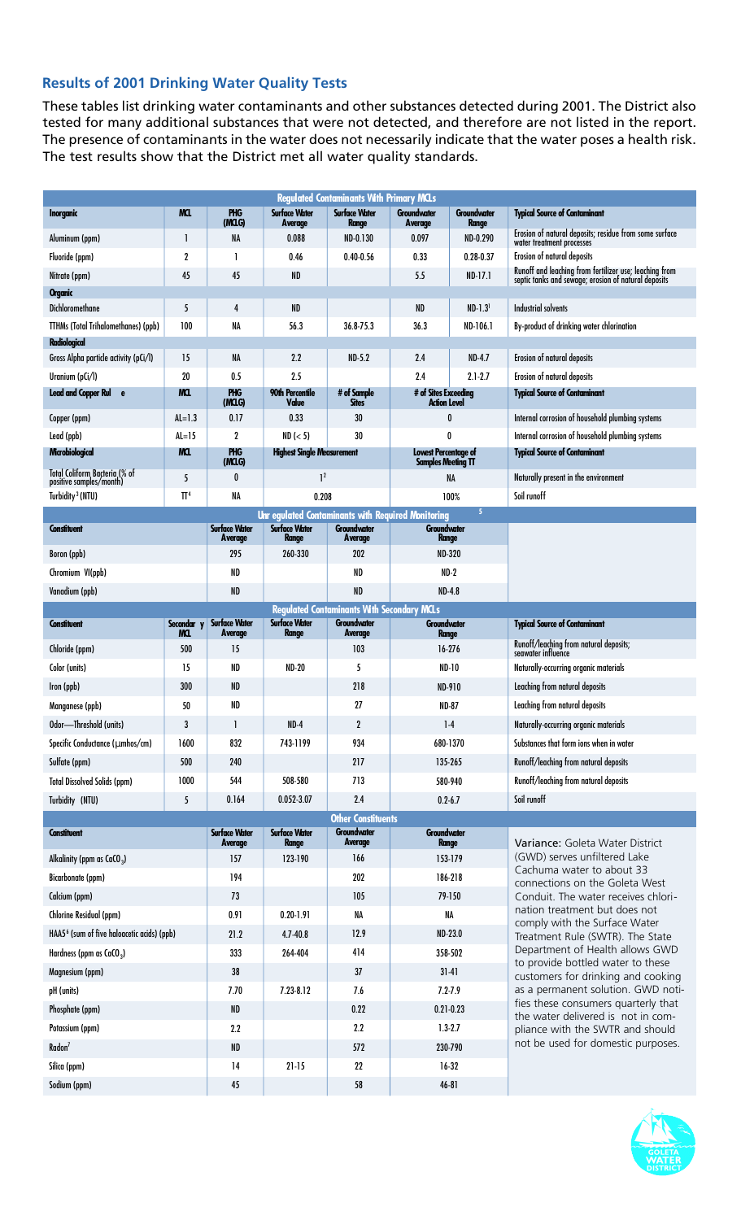## Results of 2001 Drinking Water Quality Tests

These tables list drinking water contaminants and other substances detected during 2001. The District also tested for many additional substances that were not detected, and therefore are not listed in the report. The presence of contaminants in the water does not necessarily indicate that the water poses a health risk. The test results show that the District met all water quality standards.

| Regulated Contaminants With Primary MCLs | | | | | | | |
|---|---|---|---|---|---|---|---|
| **Inorganic** | **MCL** | **PHG (MCLG)** | **Surface Water Average** | **Surface Water Range** | **Groundwater Average** | **Groundwater Range** | **Typical Source of Contaminant** |
| Aluminum (ppm) | 1 | NA | 0.088 | ND-0.130 | 0.097 | ND-0.290 | Erosion of natural deposits; residue from some surface water treatment processes |
| Fluoride (ppm) | 2 | 1 | 0.46 | 0.40-0.56 | 0.33 | 0.28-0.37 | Erosion of natural deposits |
| Nitrate (ppm) | 45 | 45 | ND | | 5.5 | ND-17.1 | Runoff and leaching from fertilizer use; leaching from septic tanks and sewage; erosion of natural deposits |
| **Organic** | | | | | | | |
| Dichloromethane | 5 | 4 | ND | | ND | ND-1.3[1] | Industrial solvents |
| TTHMs (Total Trihalomethanes) (ppb) | 100 | NA | 56.3 | 36.8-75.3 | 36.3 | ND-106.1 | By-product of drinking water chlorination |
| **Radiological** | | | | | | | |
| Gross Alpha particle activity (pCi/l) | 15 | NA | 2.2 | ND-5.2 | 2.4 | ND-4.7 | Erosion of natural deposits |
| Uranium (pCi/l) | 20 | 0.5 | 2.5 | | 2.4 | 2.1-2.7 | Erosion of natural deposits |
| **Lead and Copper Rule** | **MCL** | **PHG (MCLG)** | **90th Percentile Value** | **# of Sample Sites** | **# of Sites Exceeding Action Level** | | **Typical Source of Contaminant** |
| Copper (ppm) | AL=1.3 | 0.17 | 0.33 | 30 | 0 | | Internal corrosion of household plumbing systems |
| Lead (ppb) | AL=15 | 2 | ND (< 5) | 30 | 0 | | Internal corrosion of household plumbing systems |
| **Microbiological** | **MCL** | **PHG (MCLG)** | **Highest Single Measurement** | | **Lowest Percentage of Samples Meeting TT** | | **Typical Source of Contaminant** |
| Total Coliform Bacteria (% of positive samples/month) | 5 | 0 | 1[2] | | NA | | Naturally present in the environment |
| Turbidity[3] (NTU) | TT[4] | NA | 0.208 | | 100% | | Soil runoff |

| Unregulated Contaminants with Required Monitoring[5] | | | | |
|---|---|---|---|---|
| **Constituent** | **Surface Water Average** | **Surface Water Range** | **Groundwater Average** | **Groundwater Range** |
| Boron (ppb) | 295 | 260-330 | 202 | ND-320 |
| Chromium VI(ppb) | ND | | ND | ND-2 |
| Vanadium (ppb) | ND | | ND | ND-4.8 |

| Regulated Contaminants With Secondary MCLs | | | | | | |
|---|---|---|---|---|---|---|
| **Constituent** | **Secondary MCL** | **Surface Water Average** | **Surface Water Range** | **Groundwater Average** | **Groundwater Range** | **Typical Source of Contaminant** |
| Chloride (ppm) | 500 | 15 | | 103 | 16-276 | Runoff/leaching from natural deposits; seawater influence |
| Color (units) | 15 | ND | ND-20 | 5 | ND-10 | Naturally-occurring organic materials |
| Iron (ppb) | 300 | ND | | 218 | ND-910 | Leaching from natural deposits |
| Manganese (ppb) | 50 | ND | | 27 | ND-87 | Leaching from natural deposits |
| Odor—Threshold (units) | 3 | 1 | ND-4 | 2 | 1-4 | Naturally-occurring organic materials |
| Specific Conductance (µmhos/cm) | 1600 | 832 | 743-1199 | 934 | 680-1370 | Substances that form ions when in water |
| Sulfate (ppm) | 500 | 240 | | 217 | 135-265 | Runoff/leaching from natural deposits |
| Total Dissolved Solids (ppm) | 1000 | 544 | 508-580 | 713 | 580-940 | Runoff/leaching from natural deposits |
| Turbidity (NTU) | 5 | 0.164 | 0.052-3.07 | 2.4 | 0.2-6.7 | Soil runoff |

| Other Constituents | | | | |
|---|---|---|---|---|
| **Constituent** | **Surface Water Average** | **Surface Water Range** | **Groundwater Average** | **Groundwater Range** |
| Alkalinity (ppm as $CaCO_3$) | 157 | 123-190 | 166 | 153-179 |
| Bicarbonate (ppm) | 194 | | 202 | 186-218 |
| Calcium (ppm) | 73 | | 105 | 79-150 |
| Chlorine Residual (ppm) | 0.91 | 0.20-1.91 | NA | NA |
| HAA5[6] (sum of five haloacetic acids) (ppb) | 21.2 | 4.7-40.8 | 12.9 | ND-23.0 |
| Hardness (ppm as $CaCO_3$) | 333 | 264-404 | 414 | 358-502 |
| Magnesium (ppm) | 38 | | 37 | 31-41 |
| pH (units) | 7.70 | 7.23-8.12 | 7.6 | 7.2-7.9 |
| Phosphate (ppm) | ND | | 0.22 | 0.21-0.23 |
| Potassium (ppm) | 2.2 | | 2.2 | 1.3-2.7 |
| Radon[7] | ND | | 572 | 230-790 |
| Silica (ppm) | 14 | 21-15 | 22 | 16-32 |
| Sodium (ppm) | 45 | | 58 | 46-81 |

**Variance:** Goleta Water District (GWD) serves unfiltered Lake Cachuma water to about 33 connections on the Goleta West Conduit. The water receives chlorination treatment but does not comply with the Surface Water Treatment Rule (SWTR). The State Department of Health allows GWD to provide bottled water to these customers for drinking and cooking as a permanent solution. GWD notifies these consumers quarterly that the water delivered is not in compliance with the SWTR and should not be used for domestic purposes.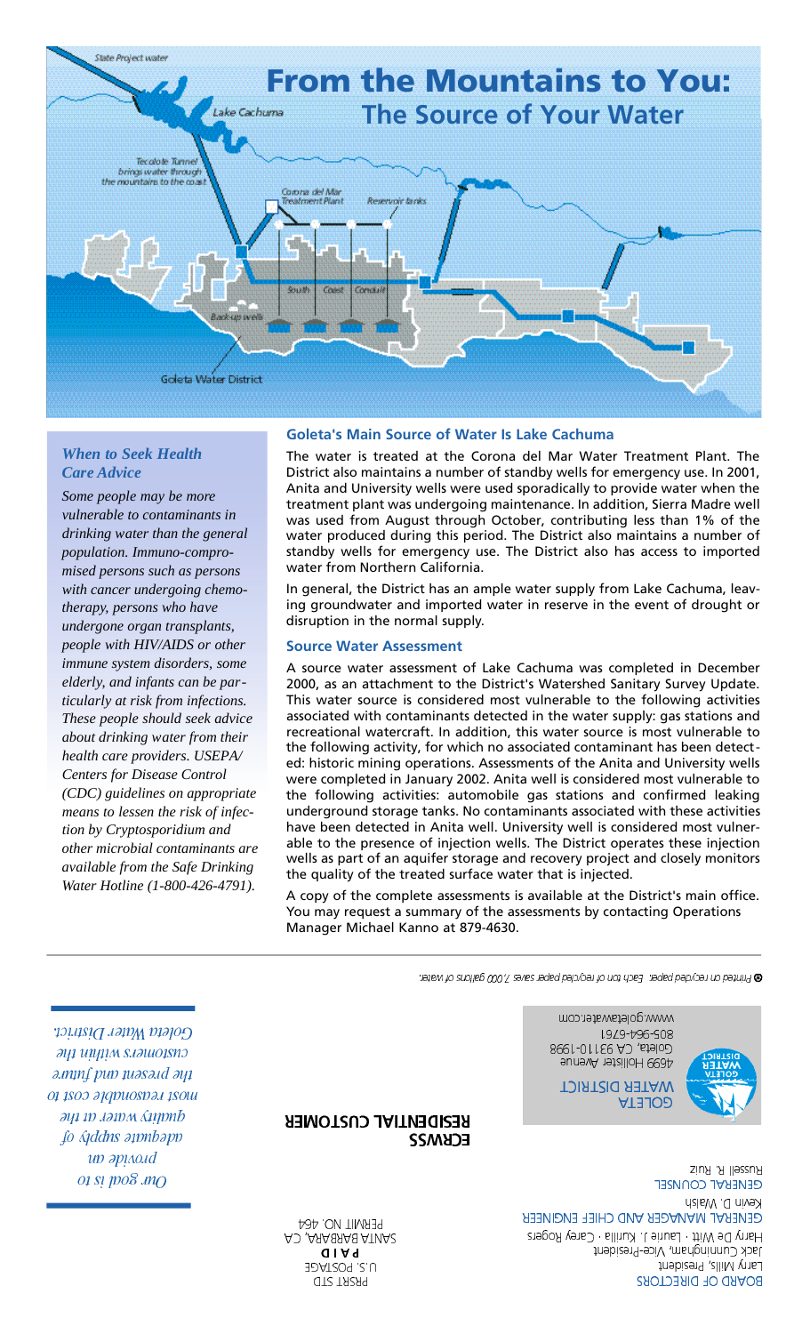# From the Mountains to You: The Source of Your Water

State Project water

Lake Cachuma

Tecolote Tunnel brings water through the mountains to the coast

Corona del Mar Treatment Plant

Reservoir tanks

South Coast Conduit

Back-up wells

Goleta Water District

### When to Seek Health Care Advice

*Some people may be more vulnerable to contaminants in drinking water than the general population. Immuno-compromised persons such as persons with cancer undergoing chemotherapy, persons who have undergone organ transplants, people with HIV/AIDS or other immune system disorders, some elderly, and infants can be particularly at risk from infections. These people should seek advice about drinking water from their health care providers. USEPA/Centers for Disease Control (CDC) guidelines on appropriate means to lessen the risk of infection by Cryptosporidium and other microbial contaminants are available from the Safe Drinking Water Hotline (1-800-426-4791).*

### Goleta's Main Source of Water Is Lake Cachuma

The water is treated at the Corona del Mar Water Treatment Plant. The District also maintains a number of standby wells for emergency use. In 2001, Anita and University wells were used sporadically to provide water when the treatment plant was undergoing maintenance. In addition, Sierra Madre well was used from August through October, contributing less than 1% of the water produced during this period. The District also maintains a number of standby wells for emergency use. The District also has access to imported water from Northern California.

In general, the District has an ample water supply from Lake Cachuma, leaving groundwater and imported water in reserve in the event of drought or disruption in the normal supply.

### Source Water Assessment

A source water assessment of Lake Cachuma was completed in December 2000, as an attachment to the District's Watershed Sanitary Survey Update. This water source is considered most vulnerable to the following activities associated with contaminants detected in the water supply: gas stations and recreational watercraft. In addition, this water source is most vulnerable to the following activity, for which no associated contaminant has been detected: historic mining operations. Assessments of the Anita and University wells were completed in January 2002. Anita well is considered most vulnerable to the following activities: automobile gas stations and confirmed leaking underground storage tanks. No contaminants associated with these activities have been detected in Anita well. University well is considered most vulnerable to the presence of injection wells. The District operates these injection wells as part of an aquifer storage and recovery project and closely monitors the quality of the treated surface water that is injected.

A copy of the complete assessments is available at the District's main office. You may request a summary of the assessments by contacting Operations Manager Michael Kanno at 879-4630.

Printed on recycled paper. Each ton of recycled paper saves 7,000 gallons of water.

GOLETA WATER DISTRICT
4699 Hollister Avenue
Goleta, CA 93110-1998
805-964-6761
www.goletawater.com

BOARD OF DIRECTORS
Larry Mills, President
Jack Cunningham, Vice-President
Harry De Witt · Laurie J. Kurilla · Carey Rogers

GENERAL MANAGER AND CHIEF ENGINEER
Kevin D. Walsh

GENERAL COUNSEL
Russell R. Ruiz

ECRWSS
RESIDENTIAL CUSTOMER

PRSRT STD
U.S. POSTAGE
PAID
SANTA BARBARA, CA
PERMIT NO. 464

*Our goal is to provide an adequate supply of quality water at the most reasonable cost to the present and future customers within the Goleta Water District.*